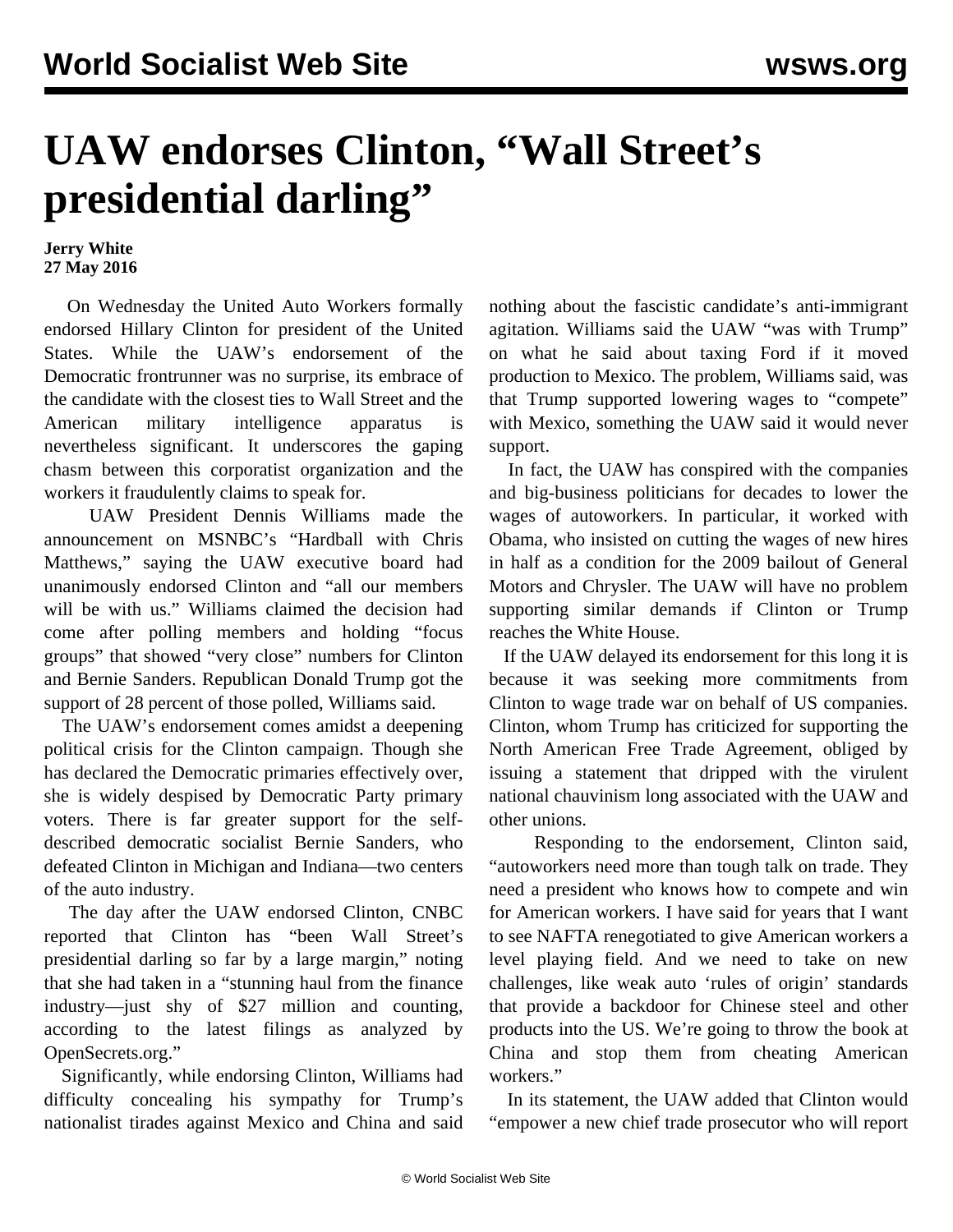# UAW endorses Clinton, "Wall Street's presidential darling"

**Jerry White**
**27 May 2016**

On Wednesday the United Auto Workers formally endorsed Hillary Clinton for president of the United States. While the UAW's endorsement of the Democratic frontrunner was no surprise, its embrace of the candidate with the closest ties to Wall Street and the American military intelligence apparatus is nevertheless significant. It underscores the gaping chasm between this corporatist organization and the workers it fraudulently claims to speak for.

UAW President Dennis Williams made the announcement on MSNBC's "Hardball with Chris Matthews," saying the UAW executive board had unanimously endorsed Clinton and "all our members will be with us." Williams claimed the decision had come after polling members and holding "focus groups" that showed "very close" numbers for Clinton and Bernie Sanders. Republican Donald Trump got the support of 28 percent of those polled, Williams said.

The UAW's endorsement comes amidst a deepening political crisis for the Clinton campaign. Though she has declared the Democratic primaries effectively over, she is widely despised by Democratic Party primary voters. There is far greater support for the self-described democratic socialist Bernie Sanders, who defeated Clinton in Michigan and Indiana—two centers of the auto industry.

The day after the UAW endorsed Clinton, CNBC reported that Clinton has "been Wall Street's presidential darling so far by a large margin," noting that she had taken in a "stunning haul from the finance industry—just shy of $27 million and counting, according to the latest filings as analyzed by OpenSecrets.org."

Significantly, while endorsing Clinton, Williams had difficulty concealing his sympathy for Trump's nationalist tirades against Mexico and China and said nothing about the fascistic candidate's anti-immigrant agitation. Williams said the UAW "was with Trump" on what he said about taxing Ford if it moved production to Mexico. The problem, Williams said, was that Trump supported lowering wages to "compete" with Mexico, something the UAW said it would never support.

In fact, the UAW has conspired with the companies and big-business politicians for decades to lower the wages of autoworkers. In particular, it worked with Obama, who insisted on cutting the wages of new hires in half as a condition for the 2009 bailout of General Motors and Chrysler. The UAW will have no problem supporting similar demands if Clinton or Trump reaches the White House.

If the UAW delayed its endorsement for this long it is because it was seeking more commitments from Clinton to wage trade war on behalf of US companies. Clinton, whom Trump has criticized for supporting the North American Free Trade Agreement, obliged by issuing a statement that dripped with the virulent national chauvinism long associated with the UAW and other unions.

Responding to the endorsement, Clinton said, "autoworkers need more than tough talk on trade. They need a president who knows how to compete and win for American workers. I have said for years that I want to see NAFTA renegotiated to give American workers a level playing field. And we need to take on new challenges, like weak auto 'rules of origin' standards that provide a backdoor for Chinese steel and other products into the US. We're going to throw the book at China and stop them from cheating American workers."

In its statement, the UAW added that Clinton would "empower a new chief trade prosecutor who will report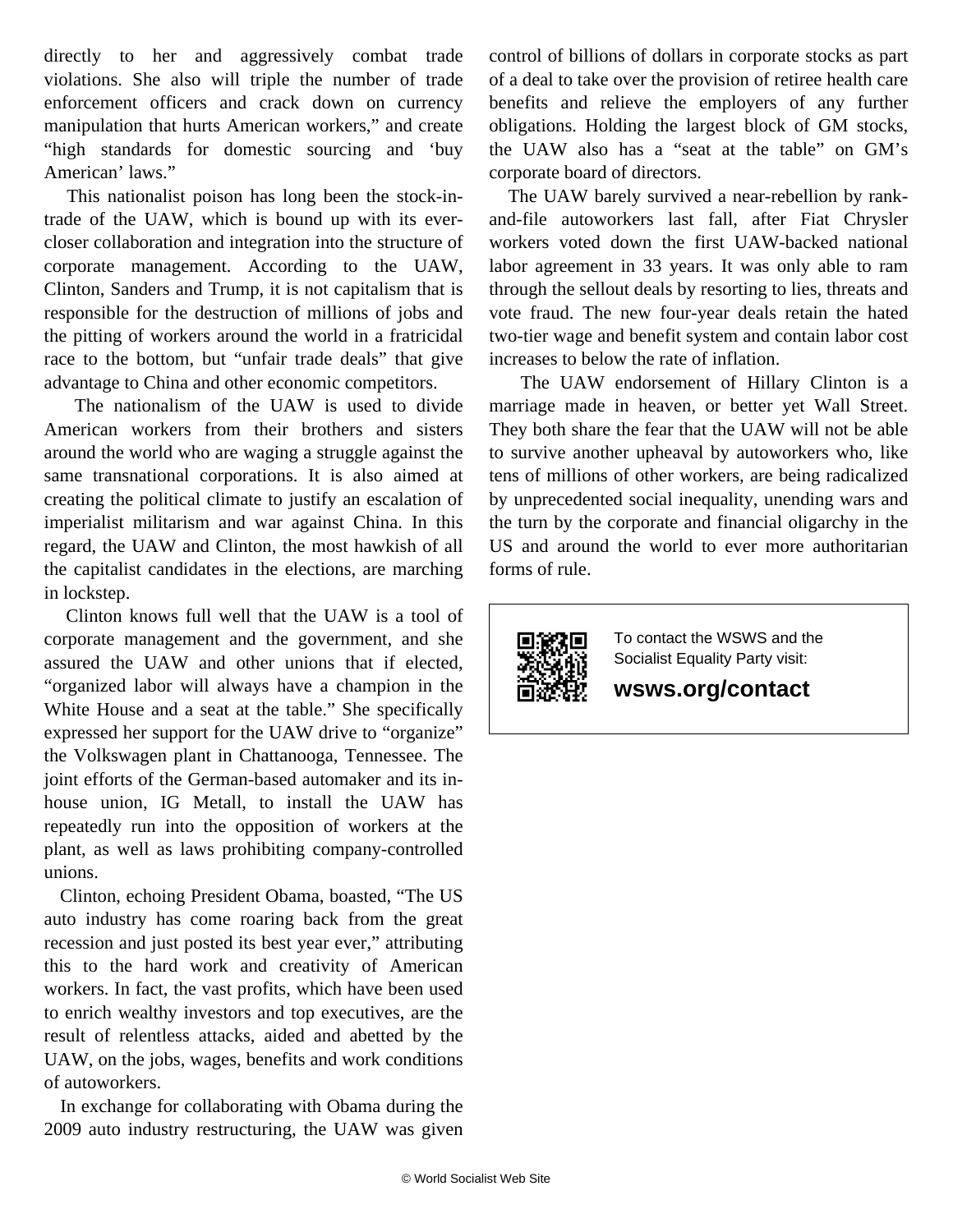directly to her and aggressively combat trade violations. She also will triple the number of trade enforcement officers and crack down on currency manipulation that hurts American workers," and create "high standards for domestic sourcing and 'buy American' laws."

This nationalist poison has long been the stock-in-trade of the UAW, which is bound up with its ever-closer collaboration and integration into the structure of corporate management. According to the UAW, Clinton, Sanders and Trump, it is not capitalism that is responsible for the destruction of millions of jobs and the pitting of workers around the world in a fratricidal race to the bottom, but "unfair trade deals" that give advantage to China and other economic competitors.

The nationalism of the UAW is used to divide American workers from their brothers and sisters around the world who are waging a struggle against the same transnational corporations. It is also aimed at creating the political climate to justify an escalation of imperialist militarism and war against China. In this regard, the UAW and Clinton, the most hawkish of all the capitalist candidates in the elections, are marching in lockstep.

Clinton knows full well that the UAW is a tool of corporate management and the government, and she assured the UAW and other unions that if elected, "organized labor will always have a champion in the White House and a seat at the table." She specifically expressed her support for the UAW drive to "organize" the Volkswagen plant in Chattanooga, Tennessee. The joint efforts of the German-based automaker and its in-house union, IG Metall, to install the UAW has repeatedly run into the opposition of workers at the plant, as well as laws prohibiting company-controlled unions.

Clinton, echoing President Obama, boasted, "The US auto industry has come roaring back from the great recession and just posted its best year ever," attributing this to the hard work and creativity of American workers. In fact, the vast profits, which have been used to enrich wealthy investors and top executives, are the result of relentless attacks, aided and abetted by the UAW, on the jobs, wages, benefits and work conditions of autoworkers.

In exchange for collaborating with Obama during the 2009 auto industry restructuring, the UAW was given control of billions of dollars in corporate stocks as part of a deal to take over the provision of retiree health care benefits and relieve the employers of any further obligations. Holding the largest block of GM stocks, the UAW also has a "seat at the table" on GM's corporate board of directors.

The UAW barely survived a near-rebellion by rank-and-file autoworkers last fall, after Fiat Chrysler workers voted down the first UAW-backed national labor agreement in 33 years. It was only able to ram through the sellout deals by resorting to lies, threats and vote fraud. The new four-year deals retain the hated two-tier wage and benefit system and contain labor cost increases to below the rate of inflation.

The UAW endorsement of Hillary Clinton is a marriage made in heaven, or better yet Wall Street. They both share the fear that the UAW will not be able to survive another upheaval by autoworkers who, like tens of millions of other workers, are being radicalized by unprecedented social inequality, unending wars and the turn by the corporate and financial oligarchy in the US and around the world to ever more authoritarian forms of rule.

To contact the WSWS and the Socialist Equality Party visit:

**wsws.org/contact**